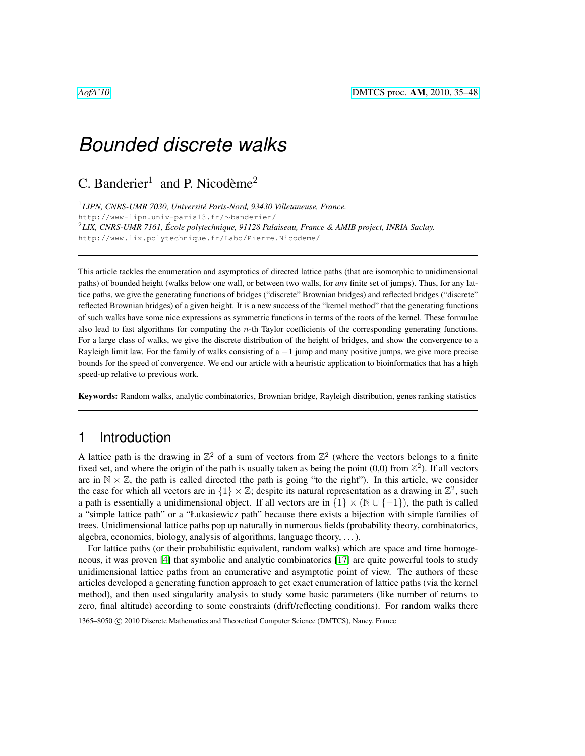# Bounded discrete walks

C. Banderier[1] and P. Nicodème[2]

[1] *LIPN, CNRS-UMR 7030, Université Paris-Nord, 93430 Villetaneuse, France.*
http://www-lipn.univ-paris13.fr/∼banderier/
[2] *LIX, CNRS-UMR 7161, École polytechnique, 91128 Palaiseau, France & AMIB project, INRIA Saclay.*
http://www.lix.polytechnique.fr/Labo/Pierre.Nicodeme/

---

This article tackles the enumeration and asymptotics of directed lattice paths (that are isomorphic to unidimensional paths) of bounded height (walks below one wall, or between two walls, for *any* finite set of jumps). Thus, for any lattice paths, we give the generating functions of bridges ("discrete" Brownian bridges) and reflected bridges ("discrete" reflected Brownian bridges) of a given height. It is a new success of the "kernel method" that the generating functions of such walks have some nice expressions as symmetric functions in terms of the roots of the kernel. These formulae also lead to fast algorithms for computing the $n$-th Taylor coefficients of the corresponding generating functions. For a large class of walks, we give the discrete distribution of the height of bridges, and show the convergence to a Rayleigh limit law. For the family of walks consisting of a $-1$ jump and many positive jumps, we give more precise bounds for the speed of convergence. We end our article with a heuristic application to bioinformatics that has a high speed-up relative to previous work.

**Keywords:** Random walks, analytic combinatorics, Brownian bridge, Rayleigh distribution, genes ranking statistics

---

## 1 Introduction

A lattice path is the drawing in $\mathbb{Z}^2$ of a sum of vectors from $\mathbb{Z}^2$ (where the vectors belongs to a finite fixed set, and where the origin of the path is usually taken as being the point (0,0) from $\mathbb{Z}^2$). If all vectors are in $\mathbb{N} \times \mathbb{Z}$, the path is called directed (the path is going "to the right"). In this article, we consider the case for which all vectors are in $\{1\} \times \mathbb{Z}$; despite its natural representation as a drawing in $\mathbb{Z}^2$, such a path is essentially a unidimensional object. If all vectors are in $\{1\} \times (\mathbb{N} \cup \{-1\})$, the path is called a "simple lattice path" or a "Łukasiewicz path" because there exists a bijection with simple families of trees. Unidimensional lattice paths pop up naturally in numerous fields (probability theory, combinatorics, algebra, economics, biology, analysis of algorithms, language theory, ...).

For lattice paths (or their probabilistic equivalent, random walks) which are space and time homogeneous, it was proven [4] that symbolic and analytic combinatorics [17] are quite powerful tools to study unidimensional lattice paths from an enumerative and asymptotic point of view. The authors of these articles developed a generating function approach to get exact enumeration of lattice paths (via the kernel method), and then used singularity analysis to study some basic parameters (like number of returns to zero, final altitude) according to some constraints (drift/reflecting conditions). For random walks there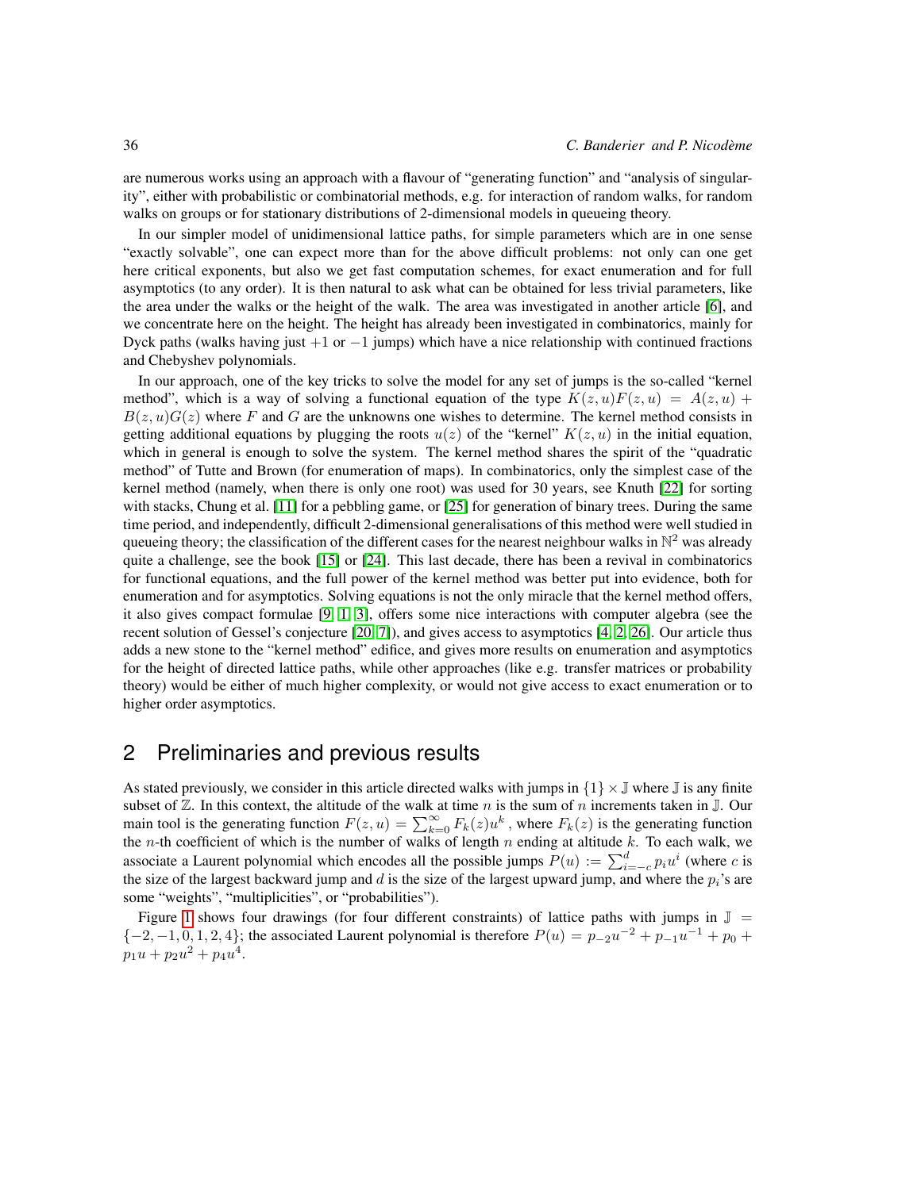are numerous works using an approach with a flavour of "generating function" and "analysis of singularity", either with probabilistic or combinatorial methods, e.g. for interaction of random walks, for random walks on groups or for stationary distributions of 2-dimensional models in queueing theory.

In our simpler model of unidimensional lattice paths, for simple parameters which are in one sense "exactly solvable", one can expect more than for the above difficult problems: not only can one get here critical exponents, but also we get fast computation schemes, for exact enumeration and for full asymptotics (to any order). It is then natural to ask what can be obtained for less trivial parameters, like the area under the walks or the height of the walk. The area was investigated in another article [6], and we concentrate here on the height. The height has already been investigated in combinatorics, mainly for Dyck paths (walks having just $+1$ or $-1$ jumps) which have a nice relationship with continued fractions and Chebyshev polynomials.

In our approach, one of the key tricks to solve the model for any set of jumps is the so-called "kernel method", which is a way of solving a functional equation of the type $K(z,u)F(z,u) = A(z,u) + B(z,u)G(z)$ where $F$ and $G$ are the unknowns one wishes to determine. The kernel method consists in getting additional equations by plugging the roots $u(z)$ of the "kernel" $K(z,u)$ in the initial equation, which in general is enough to solve the system. The kernel method shares the spirit of the "quadratic method" of Tutte and Brown (for enumeration of maps). In combinatorics, only the simplest case of the kernel method (namely, when there is only one root) was used for 30 years, see Knuth [22] for sorting with stacks, Chung et al. [11] for a pebbling game, or [25] for generation of binary trees. During the same time period, and independently, difficult 2-dimensional generalisations of this method were well studied in queueing theory; the classification of the different cases for the nearest neighbour walks in $\mathbb{N}^2$ was already quite a challenge, see the book [15] or [24]. This last decade, there has been a revival in combinatorics for functional equations, and the full power of the kernel method was better put into evidence, both for enumeration and for asymptotics. Solving equations is not the only miracle that the kernel method offers, it also gives compact formulae [9, 1, 3], offers some nice interactions with computer algebra (see the recent solution of Gessel's conjecture [20, 7]), and gives access to asymptotics [4, 2, 26]. Our article thus adds a new stone to the "kernel method" edifice, and gives more results on enumeration and asymptotics for the height of directed lattice paths, while other approaches (like e.g. transfer matrices or probability theory) would be either of much higher complexity, or would not give access to exact enumeration or to higher order asymptotics.

## 2 Preliminaries and previous results

As stated previously, we consider in this article directed walks with jumps in $\{1\} \times \mathbb{J}$ where $\mathbb{J}$ is any finite subset of $\mathbb{Z}$. In this context, the altitude of the walk at time $n$ is the sum of $n$ increments taken in $\mathbb{J}$. Our main tool is the generating function $F(z,u) = \sum_{k=0}^{\infty} F_k(z) u^k$, where $F_k(z)$ is the generating function the $n$-th coefficient of which is the number of walks of length $n$ ending at altitude $k$. To each walk, we associate a Laurent polynomial which encodes all the possible jumps $P(u) := \sum_{i=-c}^{d} p_i u^i$ (where $c$ is the size of the largest backward jump and $d$ is the size of the largest upward jump, and where the $p_i$'s are some "weights", "multiplicities", or "probabilities").

Figure 1 shows four drawings (for four different constraints) of lattice paths with jumps in $\mathbb{J} = \{-2, -1, 0, 1, 2, 4\}$; the associated Laurent polynomial is therefore $P(u) = p_{-2}u^{-2} + p_{-1}u^{-1} + p_0 + p_1 u + p_2 u^2 + p_4 u^4$.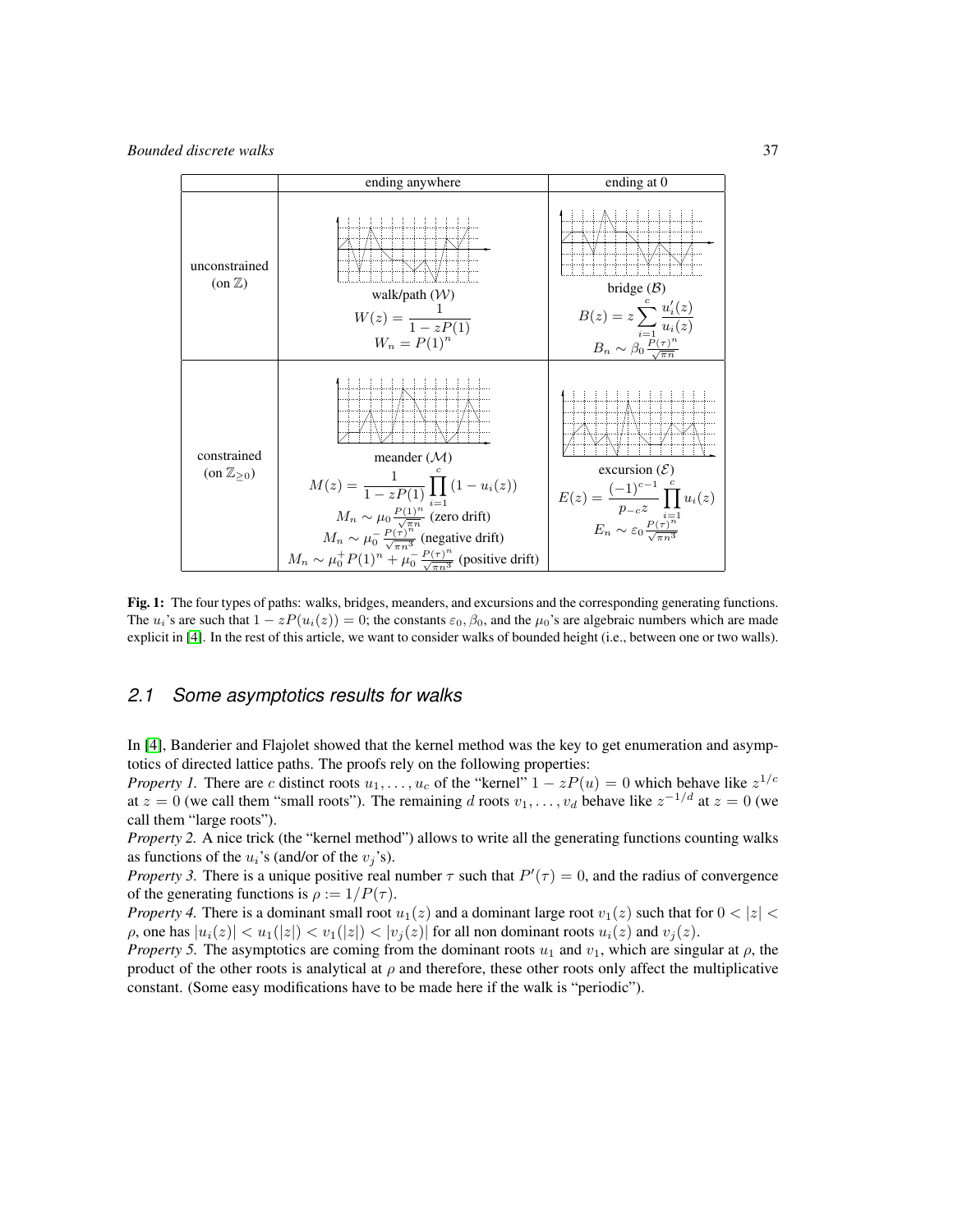|  | ending anywhere | ending at 0 |
| --- | --- | --- |
| unconstrained (on $\mathbb{Z}$) | walk/path ($\mathcal{W}$) $W(z) = \dfrac{1}{1 - zP(1)}$ $W_n = P(1)^n$ | bridge ($\mathcal{B}$) $B(z) = z \sum_{i=1}^{c} \dfrac{u_i'(z)}{u_i(z)}$ $B_n \sim \beta_0 \frac{P(\tau)^n}{\sqrt{\pi n}}$ |
| constrained (on $\mathbb{Z}_{\geq 0}$) | meander ($\mathcal{M}$) $M(z) = \dfrac{1}{1 - zP(1)} \prod_{i=1}^{c} (1 - u_i(z))$ $M_n \sim \mu_0 \frac{P(1)^n}{\sqrt{\pi n}}$ (zero drift) $M_n \sim \mu_0^- \frac{P(\tau)^n}{\sqrt{\pi n^3}}$ (negative drift) $M_n \sim \mu_0^+ P(1)^n + \mu_0^- \frac{P(\tau)^n}{\sqrt{\pi n^3}}$ (positive drift) | excursion ($\mathcal{E}$) $E(z) = \dfrac{(-1)^{c-1}}{p_{-c} z} \prod_{i=1}^{c} u_i(z)$ $E_n \sim \varepsilon_0 \frac{P(\tau)^n}{\sqrt{\pi n^3}}$ |

**Fig. 1:** The four types of paths: walks, bridges, meanders, and excursions and the corresponding generating functions. The $u_i$'s are such that $1 - zP(u_i(z)) = 0$; the constants $\varepsilon_0, \beta_0$, and the $\mu_0$'s are algebraic numbers which are made explicit in [4]. In the rest of this article, we want to consider walks of bounded height (i.e., between one or two walls).

## 2.1 Some asymptotics results for walks

In [4], Banderier and Flajolet showed that the kernel method was the key to get enumeration and asymptotics of directed lattice paths. The proofs rely on the following properties:

*Property 1.* There are $c$ distinct roots $u_1, \ldots, u_c$ of the "kernel" $1 - zP(u) = 0$ which behave like $z^{1/c}$ at $z = 0$ (we call them "small roots"). The remaining $d$ roots $v_1, \ldots, v_d$ behave like $z^{-1/d}$ at $z = 0$ (we call them "large roots").

*Property 2.* A nice trick (the "kernel method") allows to write all the generating functions counting walks as functions of the $u_i$'s (and/or of the $v_j$'s).

*Property 3.* There is a unique positive real number $\tau$ such that $P'(\tau) = 0$, and the radius of convergence of the generating functions is $\rho := 1/P(\tau)$.

*Property 4.* There is a dominant small root $u_1(z)$ and a dominant large root $v_1(z)$ such that for $0 < |z| < \rho$, one has $|u_i(z)| < u_1(|z|) < v_1(|z|) < |v_j(z)|$ for all non dominant roots $u_i(z)$ and $v_j(z)$.

*Property 5.* The asymptotics are coming from the dominant roots $u_1$ and $v_1$, which are singular at $\rho$, the product of the other roots is analytical at $\rho$ and therefore, these other roots only affect the multiplicative constant. (Some easy modifications have to be made here if the walk is "periodic").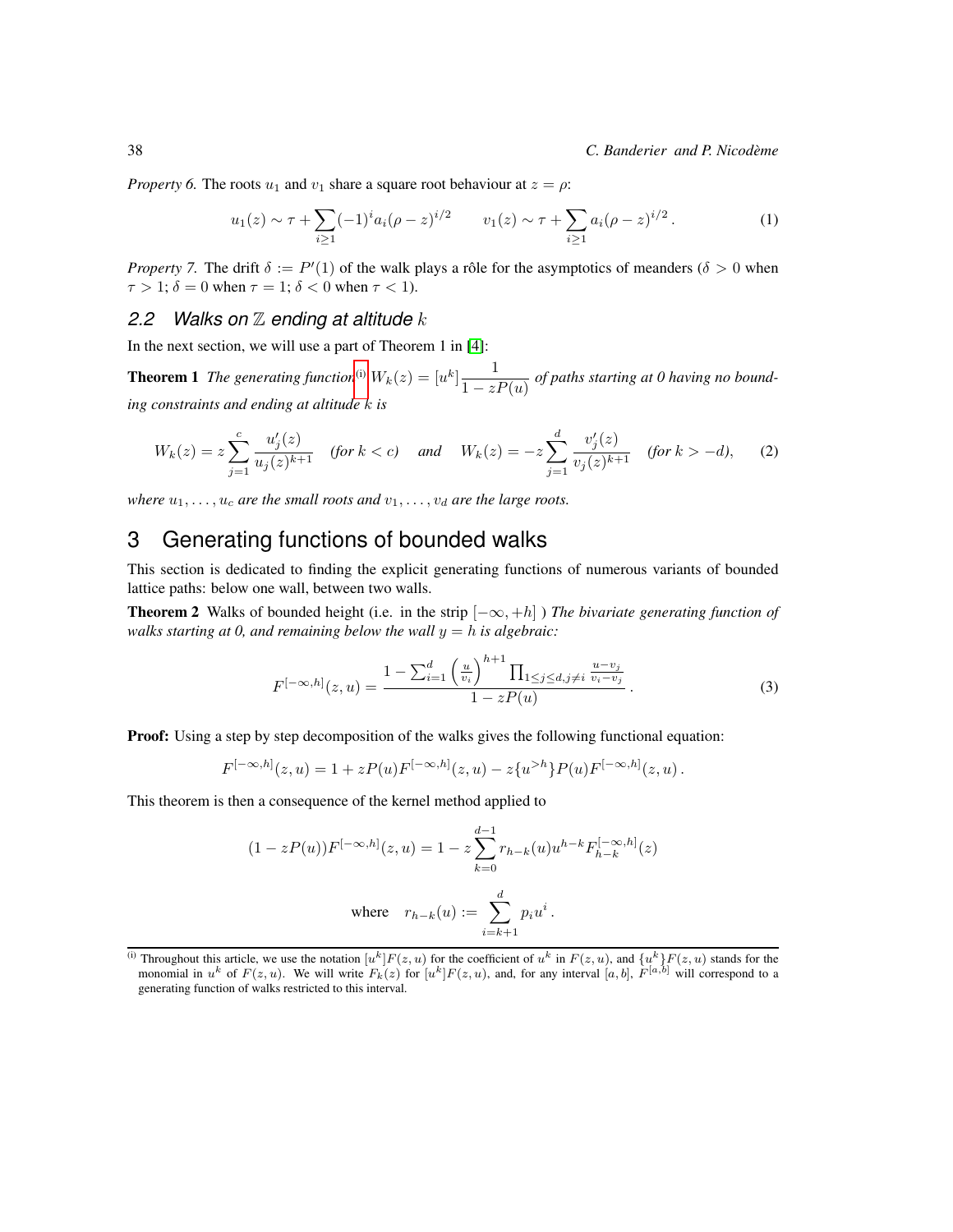*Property 6.* The roots $u_1$ and $v_1$ share a square root behaviour at $z = \rho$:

$$u_1(z) \sim \tau + \sum_{i \geq 1} (-1)^i a_i (\rho - z)^{i/2} \qquad v_1(z) \sim \tau + \sum_{i \geq 1} a_i (\rho - z)^{i/2} . \tag{1}$$

*Property 7.* The drift $\delta := P'(1)$ of the walk plays a rôle for the asymptotics of meanders ($\delta > 0$ when $\tau > 1$; $\delta = 0$ when $\tau = 1$; $\delta < 0$ when $\tau < 1$).

### 2.2 *Walks on $\mathbb{Z}$ ending at altitude $k$*

In the next section, we will use a part of Theorem 1 in [4]:

**Theorem 1** *The generating function*[(i)] $W_k(z) = [u^k] \dfrac{1}{1 - zP(u)}$ *of paths starting at 0 having no bounding constraints and ending at altitude $k$ is*

$$W_k(z) = z \sum_{j=1}^{c} \frac{u_j'(z)}{u_j(z)^{k+1}} \quad (\textit{for } k < c) \quad \textit{and} \quad W_k(z) = -z \sum_{j=1}^{d} \frac{v_j'(z)}{v_j(z)^{k+1}} \quad (\textit{for } k > -d), \tag{2}$$

*where $u_1, \ldots, u_c$ are the small roots and $v_1, \ldots, v_d$ are the large roots.*

## 3 Generating functions of bounded walks

This section is dedicated to finding the explicit generating functions of numerous variants of bounded lattice paths: below one wall, between two walls.

**Theorem 2** Walks of bounded height (i.e. in the strip $[-\infty, +h]$ ) *The bivariate generating function of walks starting at 0, and remaining below the wall $y = h$ is algebraic:*

$$F^{[-\infty,h]}(z, u) = \frac{1 - \sum_{i=1}^{d} \left(\frac{u}{v_i}\right)^{h+1} \prod_{1 \leq j \leq d, j \neq i} \frac{u - v_j}{v_i - v_j}}{1 - zP(u)} . \tag{3}$$

**Proof:** Using a step by step decomposition of the walks gives the following functional equation:

$$F^{[-\infty,h]}(z, u) = 1 + zP(u)F^{[-\infty,h]}(z, u) - z\{u^{>h}\}P(u)F^{[-\infty,h]}(z, u) .$$

This theorem is then a consequence of the kernel method applied to

$$(1 - zP(u))F^{[-\infty,h]}(z, u) = 1 - z \sum_{k=0}^{d-1} r_{h-k}(u) u^{h-k} F_{h-k}^{[-\infty,h]}(z)$$

$$\text{where} \quad r_{h-k}(u) := \sum_{i=k+1}^{d} p_i u^i .$$

---

(i) Throughout this article, we use the notation $[u^k]F(z, u)$ for the coefficient of $u^k$ in $F(z, u)$, and $\{u^k\}F(z, u)$ stands for the monomial in $u^k$ of $F(z, u)$. We will write $F_k(z)$ for $[u^k]F(z, u)$, and, for any interval $[a, b]$, $F^{[a,b]}$ will correspond to a generating function of walks restricted to this interval.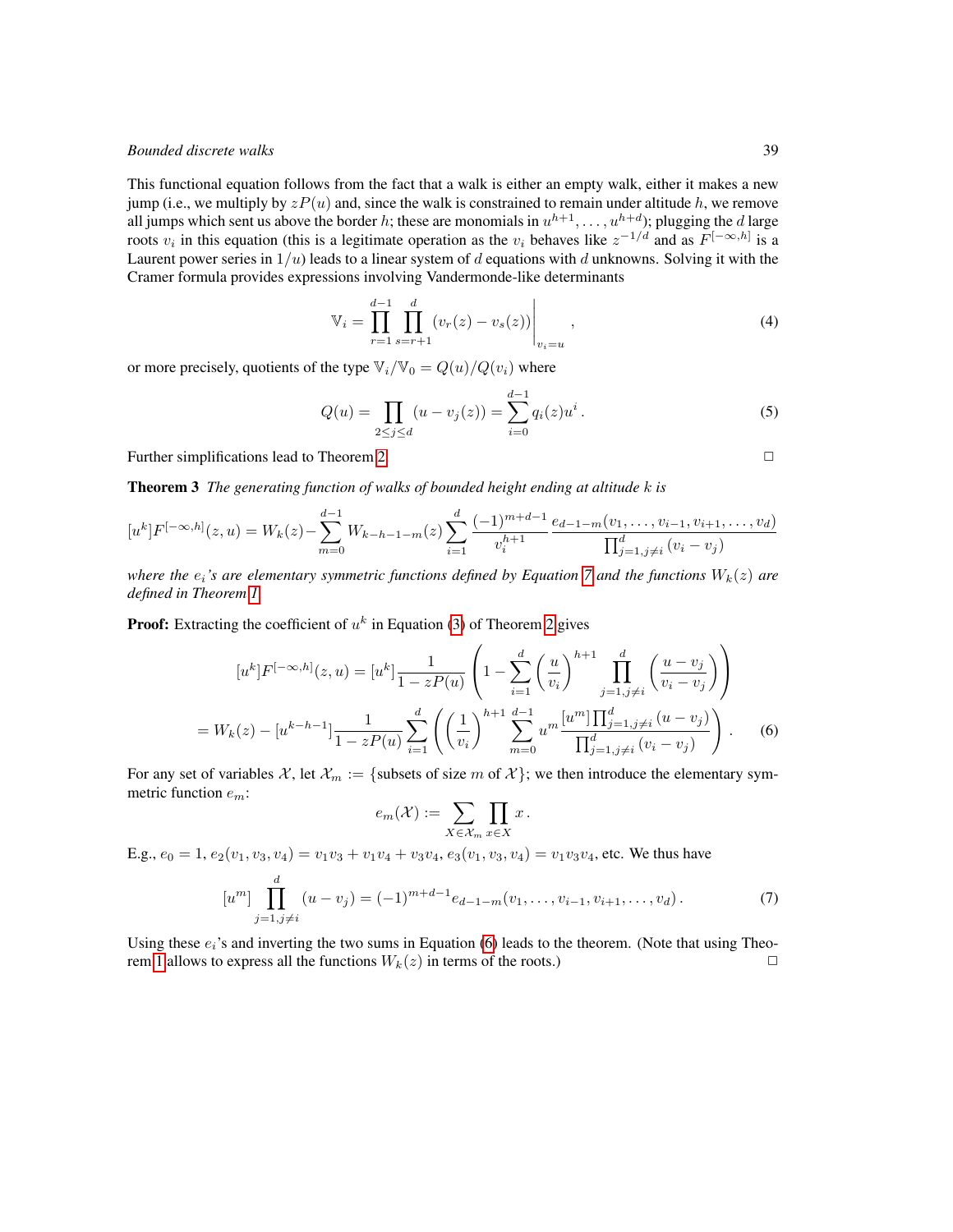This functional equation follows from the fact that a walk is either an empty walk, either it makes a new jump (i.e., we multiply by $zP(u)$ and, since the walk is constrained to remain under altitude $h$, we remove all jumps which sent us above the border $h$; these are monomials in $u^{h+1}, \dots, u^{h+d}$); plugging the $d$ large roots $v_i$ in this equation (this is a legitimate operation as the $v_i$ behaves like $z^{-1/d}$ and as $F^{[-\infty,h]}$ is a Laurent power series in $1/u$) leads to a linear system of $d$ equations with $d$ unknowns. Solving it with the Cramer formula provides expressions involving Vandermonde-like determinants

$$\mathbb{V}_i = \prod_{r=1}^{d-1} \prod_{s=r+1}^{d} (v_r(z) - v_s(z)) \Bigg|_{v_i = u}, \tag{4}$$

or more precisely, quotients of the type $\mathbb{V}_i / \mathbb{V}_0 = Q(u)/Q(v_i)$ where

$$Q(u) = \prod_{2 \le j \le d} (u - v_j(z)) = \sum_{i=0}^{d-1} q_i(z) u^i. \tag{5}$$

Further simplifications lead to Theorem 2. $\square$

**Theorem 3** *The generating function of walks of bounded height ending at altitude $k$ is*

$$[u^k] F^{[-\infty,h]}(z,u) = W_k(z) - \sum_{m=0}^{d-1} W_{k-h-1-m}(z) \sum_{i=1}^{d} \frac{(-1)^{m+d-1}}{v_i^{h+1}} \frac{e_{d-1-m}(v_1, \dots, v_{i-1}, v_{i+1}, \dots, v_d)}{\prod_{j=1, j \ne i}^{d} (v_i - v_j)}$$

*where the $e_i$'s are elementary symmetric functions defined by Equation 7 and the functions $W_k(z)$ are defined in Theorem 1.*

**Proof:** Extracting the coefficient of $u^k$ in Equation (3) of Theorem 2 gives

$$[u^k] F^{[-\infty,h]}(z,u) = [u^k] \frac{1}{1 - zP(u)} \left( 1 - \sum_{i=1}^{d} \left( \frac{u}{v_i} \right)^{h+1} \prod_{j=1, j \ne i}^{d} \left( \frac{u - v_j}{v_i - v_j} \right) \right)$$

$$= W_k(z) - [u^{k-h-1}] \frac{1}{1 - zP(u)} \sum_{i=1}^{d} \left( \left( \frac{1}{v_i} \right)^{h+1} \sum_{m=0}^{d-1} u^m \frac{[u^m] \prod_{j=1, j \ne i}^{d} (u - v_j)}{\prod_{j=1, j \ne i}^{d} (v_i - v_j)} \right). \tag{6}$$

For any set of variables $\mathcal{X}$, let $\mathcal{X}_m := \{\text{subsets of size } m \text{ of } \mathcal{X}\}$; we then introduce the elementary symmetric function $e_m$:

$$e_m(\mathcal{X}) := \sum_{X \in \mathcal{X}_m} \prod_{x \in X} x.$$

E.g., $e_0 = 1$, $e_2(v_1, v_3, v_4) = v_1 v_3 + v_1 v_4 + v_3 v_4$, $e_3(v_1, v_3, v_4) = v_1 v_3 v_4$, etc. We thus have

$$[u^m] \prod_{j=1, j \ne i}^{d} (u - v_j) = (-1)^{m+d-1} e_{d-1-m}(v_1, \dots, v_{i-1}, v_{i+1}, \dots, v_d). \tag{7}$$

Using these $e_i$'s and inverting the two sums in Equation (6) leads to the theorem. (Note that using Theorem 1 allows to express all the functions $W_k(z)$ in terms of the roots.) $\square$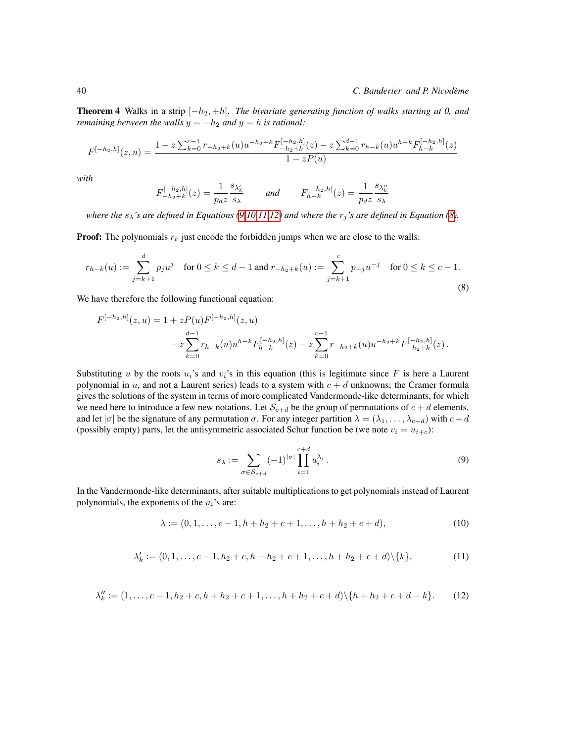**Theorem 4** Walks in a strip $[-h_2, +h]$. *The bivariate generating function of walks starting at 0, and remaining between the walls $y = -h_2$ and $y = h$ is rational:*

$$F^{[-h_2,h]}(z,u) = \frac{1 - z\sum_{k=0}^{c-1} r_{-h_2+k}(u)u^{-h_2+k}F^{[-h_2,h]}_{-h_2+k}(z) - z\sum_{k=0}^{d-1} r_{h-k}(u)u^{h-k}F^{[-h_2,h]}_{h-k}(z)}{1 - zP(u)}$$

*with*

$$F^{[-h_2,h]}_{-h_2+k}(z) = \frac{1}{p_d z}\frac{s_{\lambda'_k}}{s_\lambda} \qquad \text{and} \qquad F^{[-h_2,h]}_{h-k}(z) = \frac{1}{p_d z}\frac{s_{\lambda''_k}}{s_\lambda}$$

*where the $s_\lambda$'s are defined in Equations (9,10,11,12) and where the $r_j$'s are defined in Equation (8).*

**Proof:** The polynomials $r_k$ just encode the forbidden jumps when we are close to the walls:

$$r_{h-k}(u) := \sum_{j=k+1}^{d} p_j u^j \quad \text{for } 0 \le k \le d-1 \text{ and } r_{-h_2+k}(u) := \sum_{j=k+1}^{c} p_{-j}u^{-j} \quad \text{for } 0 \le k \le c-1. \tag{8}$$

We have therefore the following functional equation:

$$\begin{aligned}F^{[-h_2,h]}(z,u) = 1 &+ zP(u)F^{[-h_2,h]}(z,u)\\ &- z\sum_{k=0}^{d-1} r_{h-k}(u)u^{h-k}F^{[-h_2,h]}_{h-k}(z) - z\sum_{k=0}^{c-1} r_{-h_2+k}(u)u^{-h_2+k}F^{[-h_2,h]}_{-h_2+k}(z)\,.\end{aligned}$$

Substituting $u$ by the roots $u_i$'s and $v_i$'s in this equation (this is legitimate since $F$ is here a Laurent polynomial in $u$, and not a Laurent series) leads to a system with $c + d$ unknowns; the Cramer formula gives the solutions of the system in terms of more complicated Vandermonde-like determinants, for which we need here to introduce a few new notations. Let $\mathcal{S}_{c+d}$ be the group of permutations of $c + d$ elements, and let $|\sigma|$ be the signature of any permutation $\sigma$. For any integer partition $\lambda = (\lambda_1, \ldots, \lambda_{c+d})$ with $c + d$ (possibly empty) parts, let the antisymmetric associated Schur function be (we note $v_i = u_{i+c}$):

$$s_\lambda := \sum_{\sigma \in \mathcal{S}_{c+d}} (-1)^{|\sigma|} \prod_{i=1}^{c+d} u_i^{\lambda_i}\,. \tag{9}$$

In the Vandermonde-like determinants, after suitable multiplications to get polynomials instead of Laurent polynomials, the exponents of the $u_i$'s are:

$$\lambda := (0, 1, \ldots, c-1, h+h_2+c+1, \ldots, h+h_2+c+d), \tag{10}$$

$$\lambda'_k := (0, 1, \ldots, c-1, h_2+c, h+h_2+c+1, \ldots, h+h_2+c+d)\backslash\{k\}, \tag{11}$$

$$\lambda''_k := (1, \ldots, c-1, h_2+c, h+h_2+c+1, \ldots, h+h_2+c+d)\backslash\{h+h_2+c+d-k\}. \tag{12}$$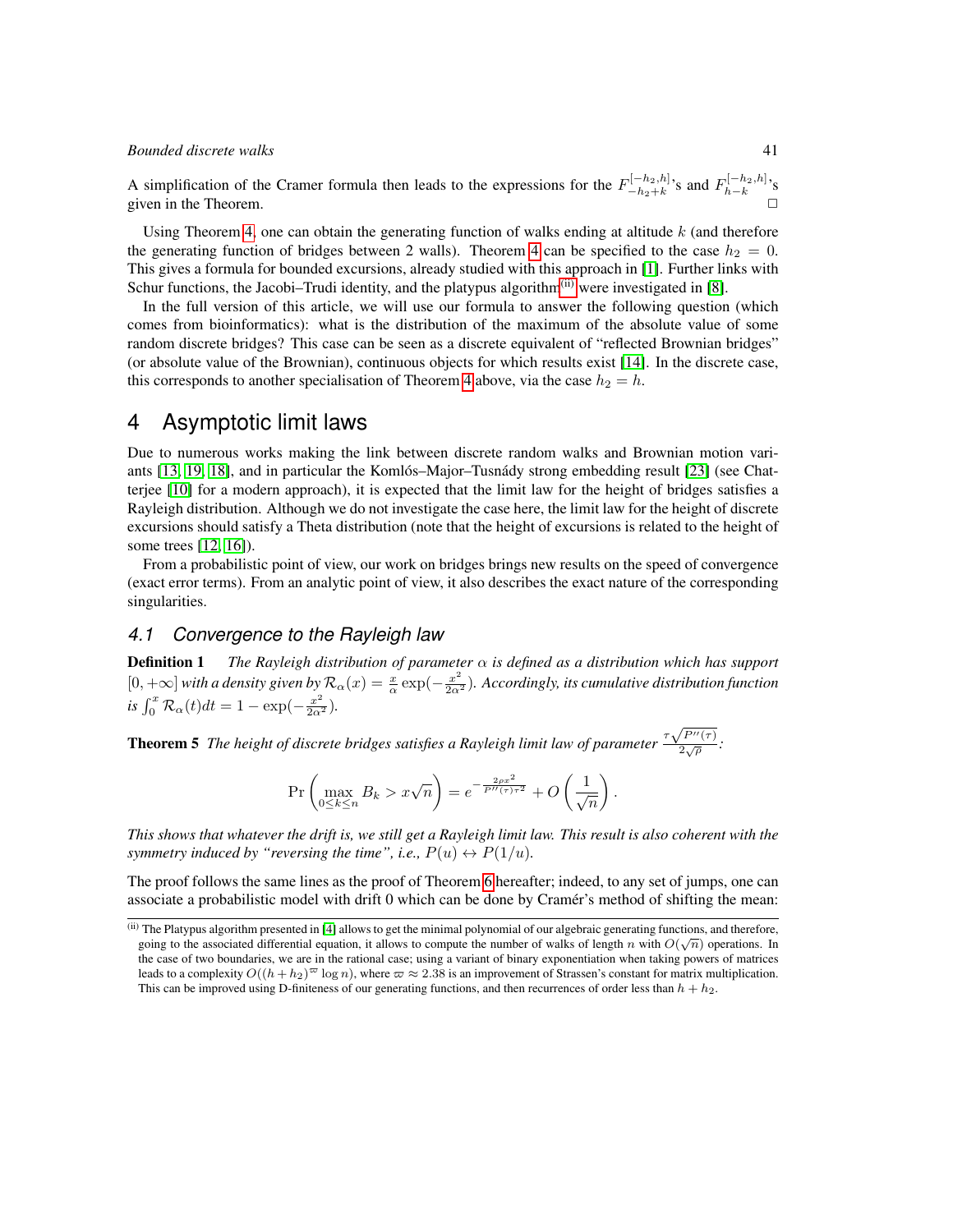A simplification of the Cramer formula then leads to the expressions for the $F_{-h_2+k}^{[-h_2,h]}$'s and $F_{h-k}^{[-h_2,h]}$'s given in the Theorem. □

Using Theorem 4, one can obtain the generating function of walks ending at altitude $k$ (and therefore the generating function of bridges between 2 walls). Theorem 4 can be specified to the case $h_2 = 0$. This gives a formula for bounded excursions, already studied with this approach in [1]. Further links with Schur functions, the Jacobi–Trudi identity, and the platypus algorithm[(ii)] were investigated in [8].

In the full version of this article, we will use our formula to answer the following question (which comes from bioinformatics): what is the distribution of the maximum of the absolute value of some random discrete bridges? This case can be seen as a discrete equivalent of "reflected Brownian bridges" (or absolute value of the Brownian), continuous objects for which results exist [14]. In the discrete case, this corresponds to another specialisation of Theorem 4 above, via the case $h_2 = h$.

# 4 Asymptotic limit laws

Due to numerous works making the link between discrete random walks and Brownian motion variants [13, 19, 18], and in particular the Komlós–Major–Tusnády strong embedding result [23] (see Chatterjee [10] for a modern approach), it is expected that the limit law for the height of bridges satisfies a Rayleigh distribution. Although we do not investigate the case here, the limit law for the height of discrete excursions should satisfy a Theta distribution (note that the height of excursions is related to the height of some trees [12, 16]).

From a probabilistic point of view, our work on bridges brings new results on the speed of convergence (exact error terms). From an analytic point of view, it also describes the exact nature of the corresponding singularities.

## 4.1 Convergence to the Rayleigh law

**Definition 1** *The Rayleigh distribution of parameter $\alpha$ is defined as a distribution which has support $[0, +\infty]$ with a density given by $\mathcal{R}_\alpha(x) = \frac{x}{\alpha}\exp(-\frac{x^2}{2\alpha^2})$. Accordingly, its cumulative distribution function is $\int_0^x \mathcal{R}_\alpha(t)dt = 1 - \exp(-\frac{x^2}{2\alpha^2})$.*

**Theorem 5** *The height of discrete bridges satisfies a Rayleigh limit law of parameter $\frac{\tau\sqrt{P''(\tau)}}{2\sqrt{\rho}}$:*

$$\Pr\left(\max_{0\le k\le n} B_k > x\sqrt{n}\right) = e^{-\frac{2\rho x^2}{P''(\tau)\tau^2}} + O\left(\frac{1}{\sqrt{n}}\right).$$

*This shows that whatever the drift is, we still get a Rayleigh limit law. This result is also coherent with the symmetry induced by "reversing the time", i.e., $P(u) \leftrightarrow P(1/u)$.*

The proof follows the same lines as the proof of Theorem 6 hereafter; indeed, to any set of jumps, one can associate a probabilistic model with drift 0 which can be done by Cramér's method of shifting the mean:

(ii) The Platypus algorithm presented in [4] allows to get the minimal polynomial of our algebraic generating functions, and therefore, going to the associated differential equation, it allows to compute the number of walks of length $n$ with $O(\sqrt{n})$ operations. In the case of two boundaries, we are in the rational case; using a variant of binary exponentiation when taking powers of matrices leads to a complexity $O((h+h_2)^{\varpi}\log n)$, where $\varpi \approx 2.38$ is an improvement of Strassen's constant for matrix multiplication. This can be improved using D-finiteness of our generating functions, and then recurrences of order less than $h + h_2$.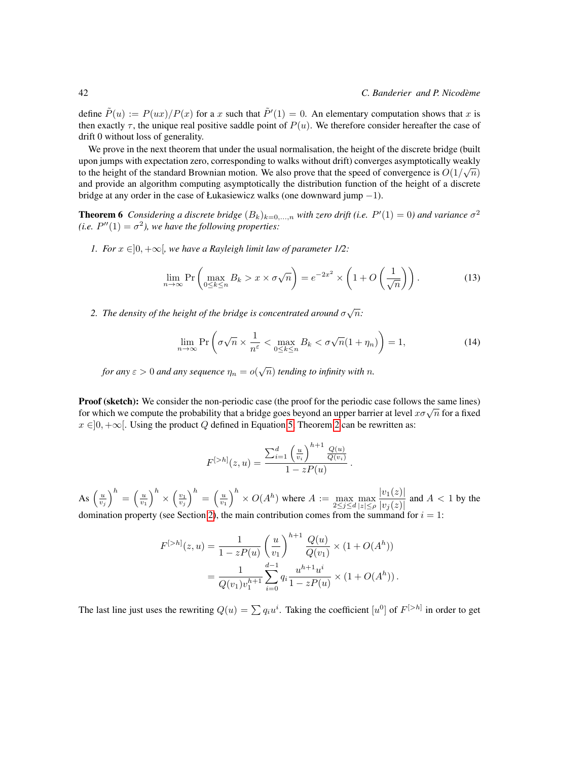define $\tilde{P}(u) := P(ux)/P(x)$ for a $x$ such that $\tilde{P}'(1) = 0$. An elementary computation shows that $x$ is then exactly $\tau$, the unique real positive saddle point of $P(u)$. We therefore consider hereafter the case of drift 0 without loss of generality.

We prove in the next theorem that under the usual normalisation, the height of the discrete bridge (built upon jumps with expectation zero, corresponding to walks without drift) converges asymptotically weakly to the height of the standard Brownian motion. We also prove that the speed of convergence is $O(1/\sqrt{n})$ and provide an algorithm computing asymptotically the distribution function of the height of a discrete bridge at any order in the case of Łukasiewicz walks (one downward jump $-1$).

**Theorem 6** *Considering a discrete bridge $(B_k)_{k=0,\ldots,n}$ with zero drift (i.e. $P'(1) = 0$) and variance $\sigma^2$ (i.e. $P''(1) = \sigma^2$), we have the following properties:*

1. *For $x \in ]0, +\infty[$, we have a Rayleigh limit law of parameter 1/2:*

$$\lim_{n\to\infty} \Pr\left(\max_{0\le k\le n} B_k > x \times \sigma\sqrt{n}\right) = e^{-2x^2} \times \left(1 + O\left(\frac{1}{\sqrt{n}}\right)\right). \tag{13}$$

2. *The density of the height of the bridge is concentrated around $\sigma\sqrt{n}$:*

$$\lim_{n\to\infty} \Pr\left(\sigma\sqrt{n} \times \frac{1}{n^{\varepsilon}} < \max_{0\le k\le n} B_k < \sigma\sqrt{n}(1+\eta_n)\right) = 1, \tag{14}$$

*for any $\varepsilon > 0$ and any sequence $\eta_n = o(\sqrt{n})$ tending to infinity with $n$.*

**Proof (sketch):** We consider the non-periodic case (the proof for the periodic case follows the same lines) for which we compute the probability that a bridge goes beyond an upper barrier at level $x\sigma\sqrt{n}$ for a fixed $x \in ]0, +\infty[$. Using the product $Q$ defined in Equation 5, Theorem 2 can be rewritten as:

$$F^{[>h]}(z, u) = \frac{\sum_{i=1}^{d} \left(\frac{u}{v_i}\right)^{h+1} \frac{Q(u)}{Q(v_i)}}{1 - zP(u)}.$$

As $\left(\frac{u}{v_j}\right)^h = \left(\frac{u}{v_1}\right)^h \times \left(\frac{v_1}{v_j}\right)^h = \left(\frac{u}{v_1}\right)^h \times O(A^h)$ where $A := \max_{2\le j\le d} \max_{|z|\le\rho} \frac{|v_1(z)|}{|v_j(z)|}$ and $A < 1$ by the domination property (see Section 2), the main contribution comes from the summand for $i = 1$:

$$\begin{aligned}
F^{[>h]}(z, u) &= \frac{1}{1 - zP(u)} \left(\frac{u}{v_1}\right)^{h+1} \frac{Q(u)}{Q(v_1)} \times (1 + O(A^h)) \\
&= \frac{1}{Q(v_1)v_1^{h+1}} \sum_{i=0}^{d-1} q_i \frac{u^{h+1}u^i}{1 - zP(u)} \times (1 + O(A^h)).
\end{aligned}$$

The last line just uses the rewriting $Q(u) = \sum q_i u^i$. Taking the coefficient $[u^0]$ of $F^{[>h]}$ in order to get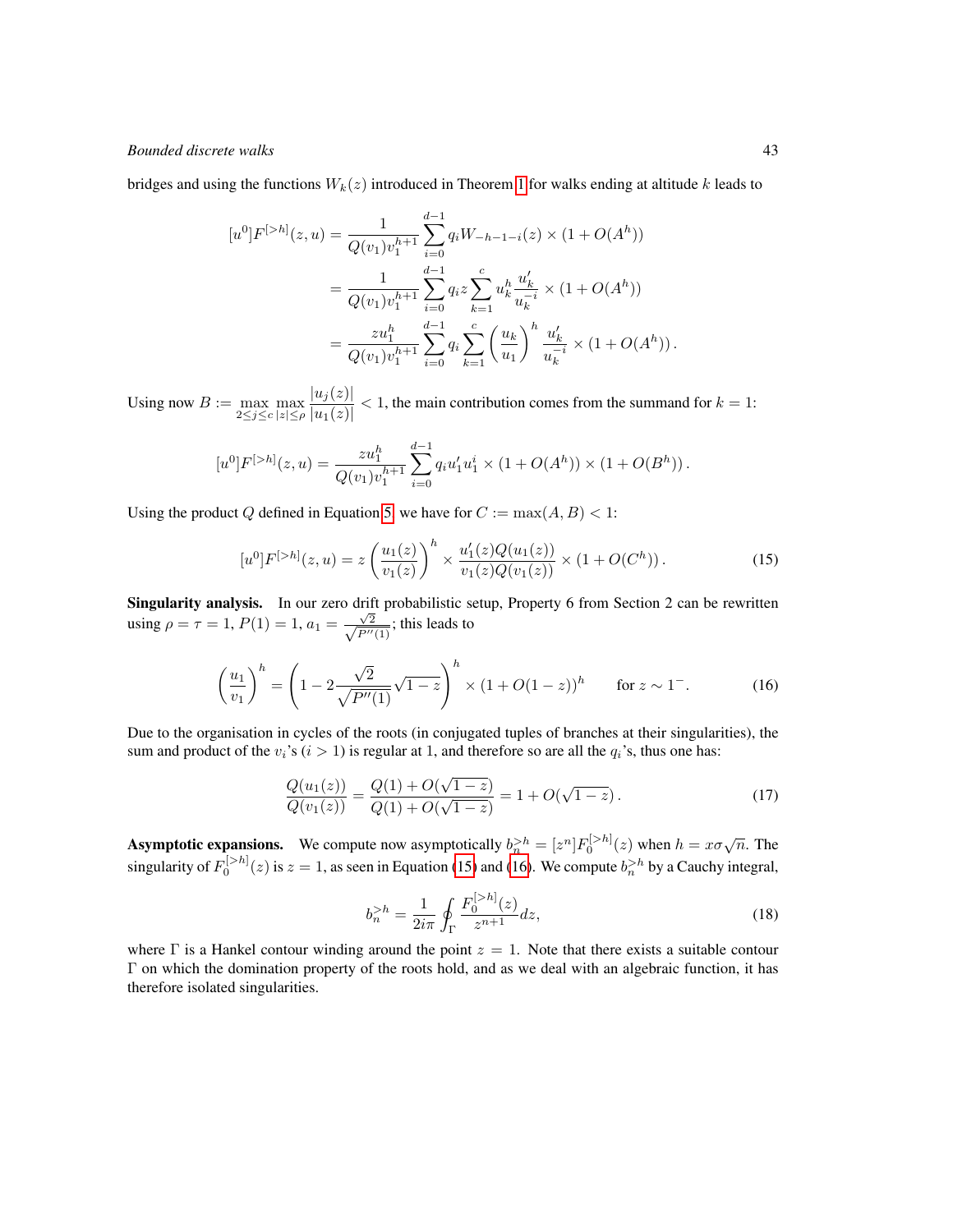bridges and using the functions $W_k(z)$ introduced in Theorem 1 for walks ending at altitude $k$ leads to

$$
\begin{aligned}
[u^0]F^{[>h]}(z,u) &= \frac{1}{Q(v_1)v_1^{h+1}} \sum_{i=0}^{d-1} q_i W_{-h-1-i}(z) \times (1+O(A^h)) \\
&= \frac{1}{Q(v_1)v_1^{h+1}} \sum_{i=0}^{d-1} q_i z \sum_{k=1}^{c} u_k^h \frac{u_k'}{u_k^{-i}} \times (1+O(A^h)) \\
&= \frac{z u_1^h}{Q(v_1)v_1^{h+1}} \sum_{i=0}^{d-1} q_i \sum_{k=1}^{c} \left(\frac{u_k}{u_1}\right)^h \frac{u_k'}{u_k^{-i}} \times (1+O(A^h)) \,.
\end{aligned}
$$

Using now $B := \max_{2\le j\le c} \max_{|z|\le\rho} \dfrac{|u_j(z)|}{|u_1(z)|} < 1$, the main contribution comes from the summand for $k=1$:

$$
[u^0]F^{[>h]}(z,u) = \frac{z u_1^h}{Q(v_1)v_1^{h+1}} \sum_{i=0}^{d-1} q_i u_1' u_1^i \times (1+O(A^h)) \times (1+O(B^h)) \,.
$$

Using the product $Q$ defined in Equation 5, we have for $C := \max(A,B) < 1$:

$$
[u^0]F^{[>h]}(z,u) = z \left(\frac{u_1(z)}{v_1(z)}\right)^h \times \frac{u_1'(z)Q(u_1(z))}{v_1(z)Q(v_1(z))} \times (1+O(C^h)) \,. \tag{15}
$$

**Singularity analysis.** In our zero drift probabilistic setup, Property 6 from Section 2 can be rewritten using $\rho=\tau=1$, $P(1)=1$, $a_1=\frac{\sqrt{2}}{\sqrt{P''(1)}}$; this leads to

$$
\left(\frac{u_1}{v_1}\right)^h = \left(1 - 2\frac{\sqrt{2}}{\sqrt{P''(1)}}\sqrt{1-z}\right)^h \times (1+O(1-z))^h \qquad \text{for } z \sim 1^- \,. \tag{16}
$$

Due to the organisation in cycles of the roots (in conjugated tuples of branches at their singularities), the sum and product of the $v_i$'s ($i>1$) is regular at 1, and therefore so are all the $q_i$'s, thus one has:

$$
\frac{Q(u_1(z))}{Q(v_1(z))} = \frac{Q(1)+O(\sqrt{1-z})}{Q(1)+O(\sqrt{1-z})} = 1 + O(\sqrt{1-z}) \,. \tag{17}
$$

**Asymptotic expansions.** We compute now asymptotically $b_n^{>h} = [z^n]F_0^{[>h]}(z)$ when $h = x\sigma\sqrt{n}$. The singularity of $F_0^{[>h]}(z)$ is $z=1$, as seen in Equation (15) and (16). We compute $b_n^{>h}$ by a Cauchy integral,

$$
b_n^{>h} = \frac{1}{2i\pi} \oint_\Gamma \frac{F_0^{[>h]}(z)}{z^{n+1}} dz, \tag{18}
$$

where $\Gamma$ is a Hankel contour winding around the point $z=1$. Note that there exists a suitable contour $\Gamma$ on which the domination property of the roots hold, and as we deal with an algebraic function, it has therefore isolated singularities.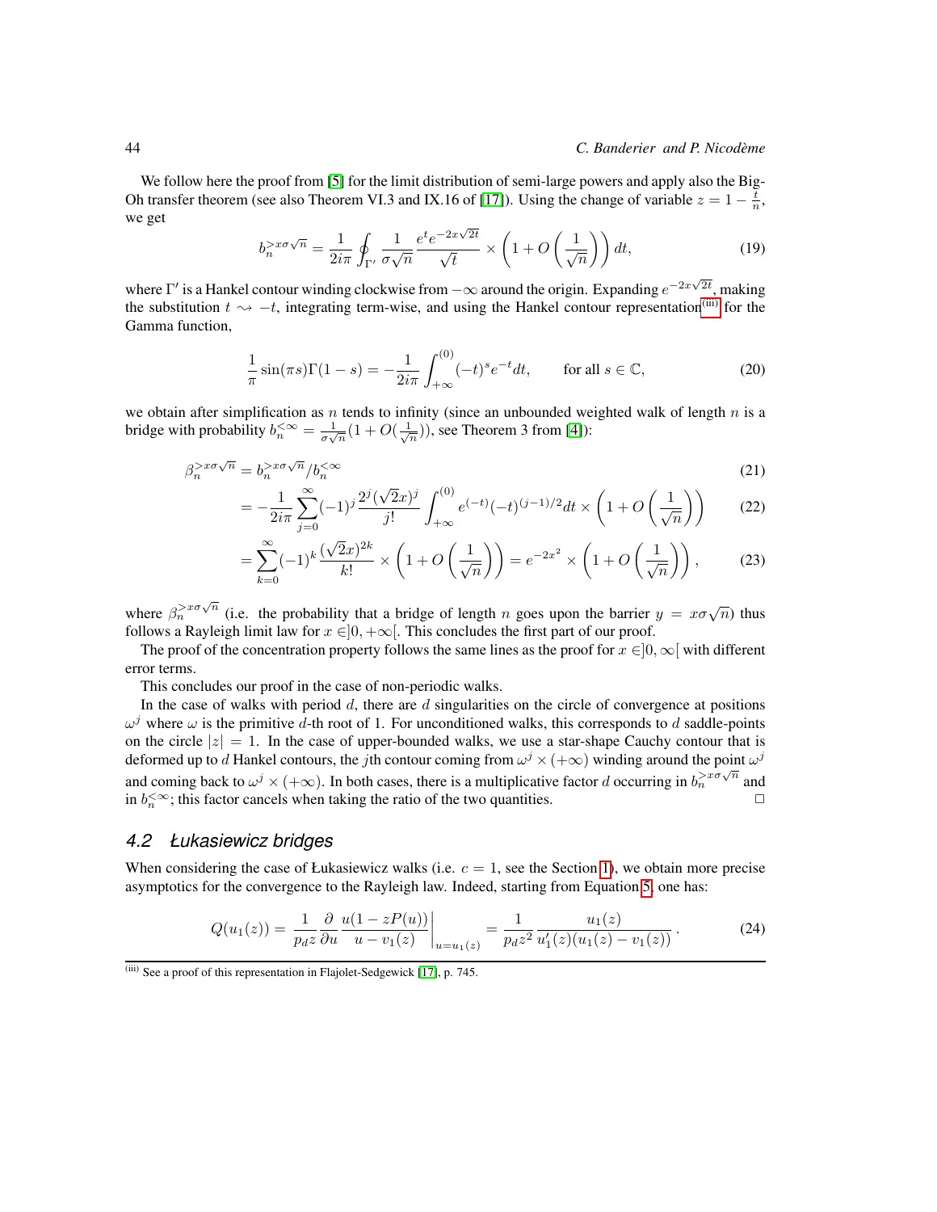We follow here the proof from [5] for the limit distribution of semi-large powers and apply also the Big-Oh transfer theorem (see also Theorem VI.3 and IX.16 of [17]). Using the change of variable $z = 1 - \frac{t}{n}$, we get

$$b_n^{>x\sigma\sqrt{n}} = \frac{1}{2i\pi} \oint_{\Gamma'} \frac{1}{\sigma\sqrt{n}} \frac{e^t e^{-2x\sqrt{2t}}}{\sqrt{t}} \times \left(1 + O\left(\frac{1}{\sqrt{n}}\right)\right) dt, \tag{19}$$

where $\Gamma'$ is a Hankel contour winding clockwise from $-\infty$ around the origin. Expanding $e^{-2x\sqrt{2t}}$, making the substitution $t \rightsquigarrow -t$, integrating term-wise, and using the Hankel contour representation[iii] for the Gamma function,

$$\frac{1}{\pi}\sin(\pi s)\Gamma(1-s) = -\frac{1}{2i\pi}\int_{+\infty}^{(0)} (-t)^s e^{-t} dt, \qquad \text{for all } s \in \mathbb{C}, \tag{20}$$

we obtain after simplification as $n$ tends to infinity (since an unbounded weighted walk of length $n$ is a bridge with probability $b_n^{<\infty} = \frac{1}{\sigma\sqrt{n}}(1 + O(\frac{1}{\sqrt{n}}))$, see Theorem 3 from [4]):

$$\beta_n^{>x\sigma\sqrt{n}} = b_n^{>x\sigma\sqrt{n}} / b_n^{<\infty} \tag{21}$$

$$= -\frac{1}{2i\pi}\sum_{j=0}^{\infty}(-1)^j \frac{2^j(\sqrt{2}x)^j}{j!}\int_{+\infty}^{(0)} e^{(-t)}(-t)^{(j-1)/2} dt \times \left(1 + O\left(\frac{1}{\sqrt{n}}\right)\right) \tag{22}$$

$$= \sum_{k=0}^{\infty}(-1)^k \frac{(\sqrt{2}x)^{2k}}{k!} \times \left(1 + O\left(\frac{1}{\sqrt{n}}\right)\right) = e^{-2x^2} \times \left(1 + O\left(\frac{1}{\sqrt{n}}\right)\right), \tag{23}$$

where $\beta_n^{>x\sigma\sqrt{n}}$ (i.e. the probability that a bridge of length $n$ goes upon the barrier $y = x\sigma\sqrt{n}$) thus follows a Rayleigh limit law for $x \in ]0, +\infty[$. This concludes the first part of our proof.

The proof of the concentration property follows the same lines as the proof for $x \in ]0, \infty[$ with different error terms.

This concludes our proof in the case of non-periodic walks.

In the case of walks with period $d$, there are $d$ singularities on the circle of convergence at positions $\omega^j$ where $\omega$ is the primitive $d$-th root of 1. For unconditioned walks, this corresponds to $d$ saddle-points on the circle $|z| = 1$. In the case of upper-bounded walks, we use a star-shape Cauchy contour that is deformed up to $d$ Hankel contours, the $j$th contour coming from $\omega^j \times (+\infty)$ winding around the point $\omega^j$ and coming back to $\omega^j \times (+\infty)$. In both cases, there is a multiplicative factor $d$ occurring in $b_n^{>x\sigma\sqrt{n}}$ and in $b_n^{<\infty}$; this factor cancels when taking the ratio of the two quantities. □

## 4.2 Łukasiewicz bridges

When considering the case of Łukasiewicz walks (i.e. $c = 1$, see the Section 1), we obtain more precise asymptotics for the convergence to the Rayleigh law. Indeed, starting from Equation 5, one has:

$$Q(u_1(z)) = \frac{1}{p_d z}\frac{\partial}{\partial u}\frac{u(1 - zP(u))}{u - v_1(z)}\bigg|_{u=u_1(z)} = \frac{1}{p_d z^2}\frac{u_1(z)}{u_1'(z)(u_1(z) - v_1(z))}. \tag{24}$$

[iii] See a proof of this representation in Flajolet-Sedgewick [17], p. 745.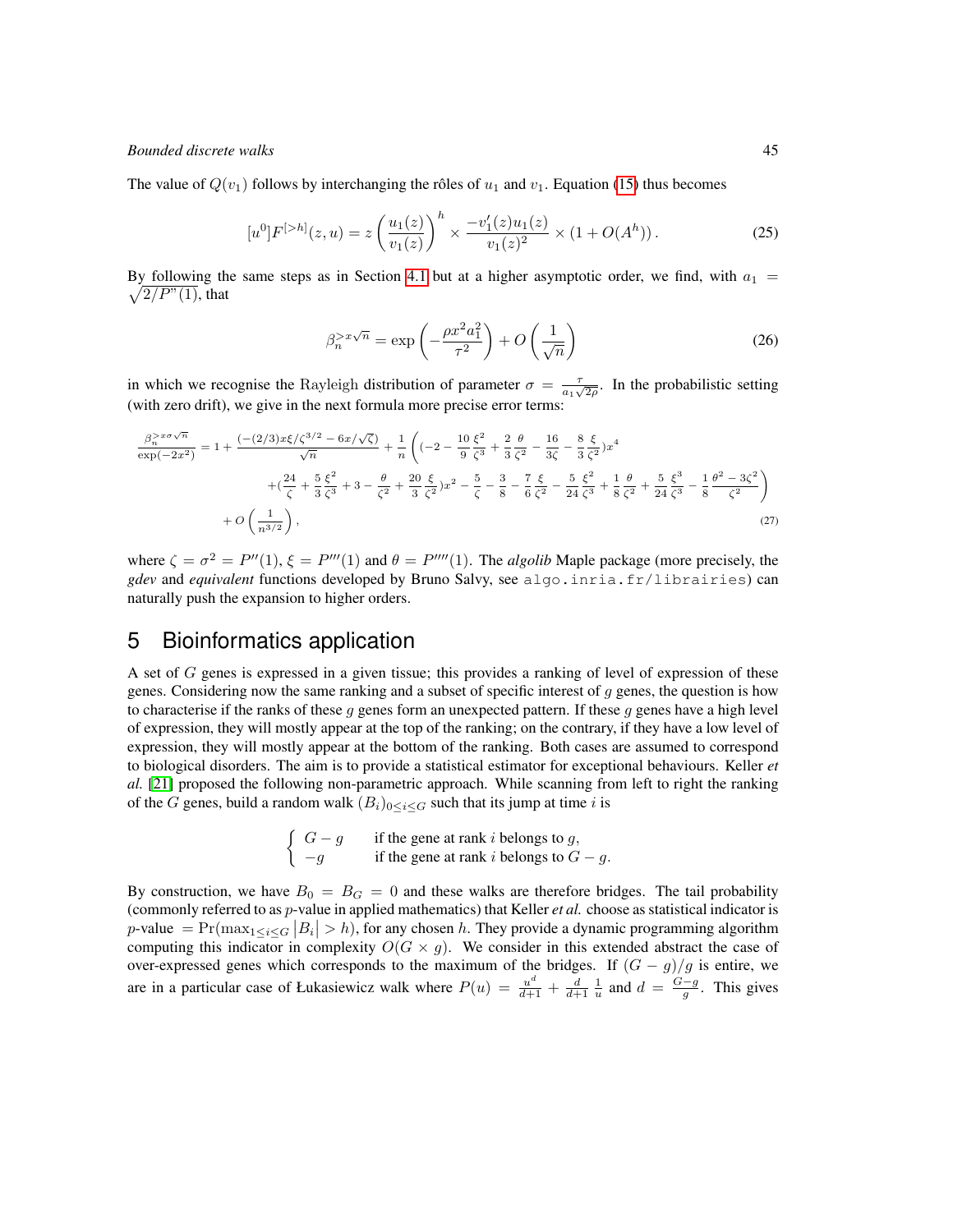The value of $Q(v_1)$ follows by interchanging the rôles of $u_1$ and $v_1$. Equation (15) thus becomes

$$[u^0]F^{[>h]}(z,u) = z\left(\frac{u_1(z)}{v_1(z)}\right)^h \times \frac{-v_1'(z)u_1(z)}{v_1(z)^2} \times (1 + O(A^h)). \tag{25}$$

By following the same steps as in Section 4.1 but at a higher asymptotic order, we find, with $a_1 = \sqrt{2/P"(1)}$, that

$$\beta_n^{>x\sqrt{n}} = \exp\left(-\frac{\rho x^2 a_1^2}{\tau^2}\right) + O\left(\frac{1}{\sqrt{n}}\right) \tag{26}$$

in which we recognise the Rayleigh distribution of parameter $\sigma = \frac{\tau}{a_1\sqrt{2\rho}}$. In the probabilistic setting (with zero drift), we give in the next formula more precise error terms:

$$\begin{aligned}
\frac{\beta_n^{>x\sigma\sqrt{n}}}{\exp(-2x^2)} = 1 &+ \frac{(-(2/3)x\xi/\zeta^{3/2} - 6x/\sqrt{\zeta})}{\sqrt{n}} + \frac{1}{n}\Bigg((-2 - \frac{10}{9}\frac{\xi^2}{\zeta^3} + \frac{2}{3}\frac{\theta}{\zeta^2} - \frac{16}{3\zeta} - \frac{8}{3}\frac{\xi}{\zeta^2})x^4 \\
&+ (\frac{24}{\zeta} + \frac{5}{3}\frac{\xi^2}{\zeta^3} + 3 - \frac{\theta}{\zeta^2} + \frac{20}{3}\frac{\xi}{\zeta^2})x^2 - \frac{5}{\zeta} - \frac{3}{8} - \frac{7}{6}\frac{\xi}{\zeta^2} - \frac{5}{24}\frac{\xi^2}{\zeta^3} + \frac{1}{8}\frac{\theta}{\zeta^2} + \frac{5}{24}\frac{\xi^3}{\zeta^3} - \frac{1}{8}\frac{\theta^2 - 3\zeta^2}{\zeta^2}\Bigg) \\
&+ O\left(\frac{1}{n^{3/2}}\right),
\end{aligned} \tag{27}$$

where $\zeta = \sigma^2 = P''(1)$, $\xi = P'''(1)$ and $\theta = P''''(1)$. The *algolib* Maple package (more precisely, the *gdev* and *equivalent* functions developed by Bruno Salvy, see algo.inria.fr/librairies) can naturally push the expansion to higher orders.

# 5 Bioinformatics application

A set of $G$ genes is expressed in a given tissue; this provides a ranking of level of expression of these genes. Considering now the same ranking and a subset of specific interest of $g$ genes, the question is how to characterise if the ranks of these $g$ genes form an unexpected pattern. If these $g$ genes have a high level of expression, they will mostly appear at the top of the ranking; on the contrary, if they have a low level of expression, they will mostly appear at the bottom of the ranking. Both cases are assumed to correspond to biological disorders. The aim is to provide a statistical estimator for exceptional behaviours. Keller *et al.* [21] proposed the following non-parametric approach. While scanning from left to right the ranking of the $G$ genes, build a random walk $(B_i)_{0\le i\le G}$ such that its jump at time $i$ is

$$\begin{cases} G-g & \text{if the gene at rank } i \text{ belongs to } g, \\ -g & \text{if the gene at rank } i \text{ belongs to } G-g. \end{cases}$$

By construction, we have $B_0 = B_G = 0$ and these walks are therefore bridges. The tail probability (commonly referred to as $p$-value in applied mathematics) that Keller *et al.* choose as statistical indicator is $p$-value $= \Pr(\max_{1\le i\le G}|B_i| > h)$, for any chosen $h$. They provide a dynamic programming algorithm computing this indicator in complexity $O(G \times g)$. We consider in this extended abstract the case of over-expressed genes which corresponds to the maximum of the bridges. If $(G-g)/g$ is entire, we are in a particular case of Łukasiewicz walk where $P(u) = \frac{u^d}{d+1} + \frac{d}{d+1}\frac{1}{u}$ and $d = \frac{G-g}{g}$. This gives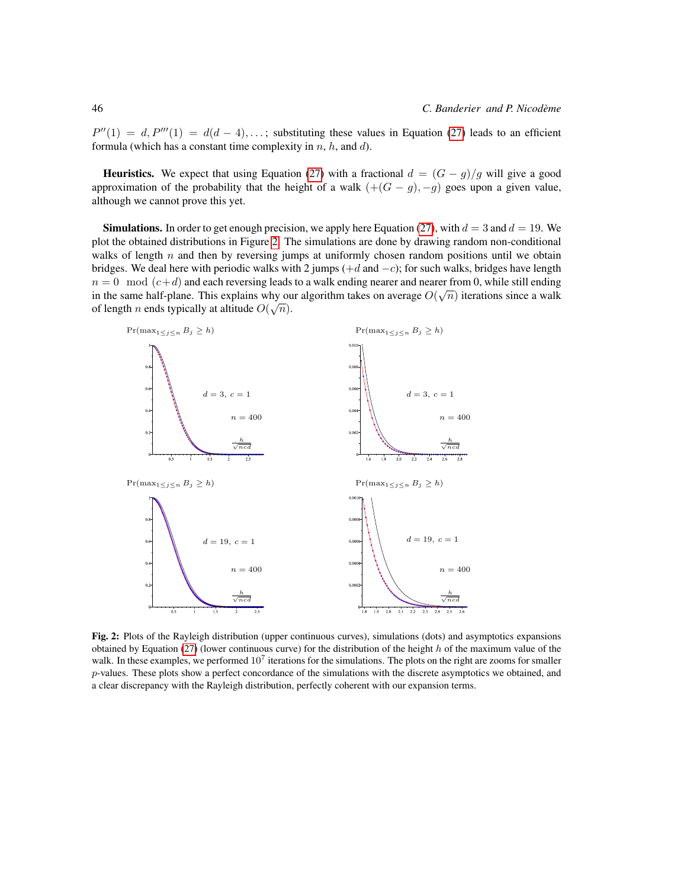$P''(1) = d, P'''(1) = d(d-4), \ldots$; substituting these values in Equation (27) leads to an efficient formula (which has a constant time complexity in $n$, $h$, and $d$).

**Heuristics.** We expect that using Equation (27) with a fractional $d = (G-g)/g$ will give a good approximation of the probability that the height of a walk $(+(G-g), -g)$ goes upon a given value, although we cannot prove this yet.

**Simulations.** In order to get enough precision, we apply here Equation (27), with $d = 3$ and $d = 19$. We plot the obtained distributions in Figure 2. The simulations are done by drawing random non-conditional walks of length $n$ and then by reversing jumps at uniformly chosen random positions until we obtain bridges. We deal here with periodic walks with 2 jumps ($+d$ and $-c$); for such walks, bridges have length $n = 0 \mod (c+d)$ and each reversing leads to a walk ending nearer and nearer from 0, while still ending in the same half-plane. This explains why our algorithm takes on average $O(\sqrt{n})$ iterations since a walk of length $n$ ends typically at altitude $O(\sqrt{n})$.

**Fig. 2:** Plots of the Rayleigh distribution (upper continuous curves), simulations (dots) and asymptotics expansions obtained by Equation (27) (lower continuous curve) for the distribution of the height $h$ of the maximum value of the walk. In these examples, we performed $10^7$ iterations for the simulations. The plots on the right are zooms for smaller $p$-values. These plots show a perfect concordance of the simulations with the discrete asymptotics we obtained, and a clear discrepancy with the Rayleigh distribution, perfectly coherent with our expansion terms.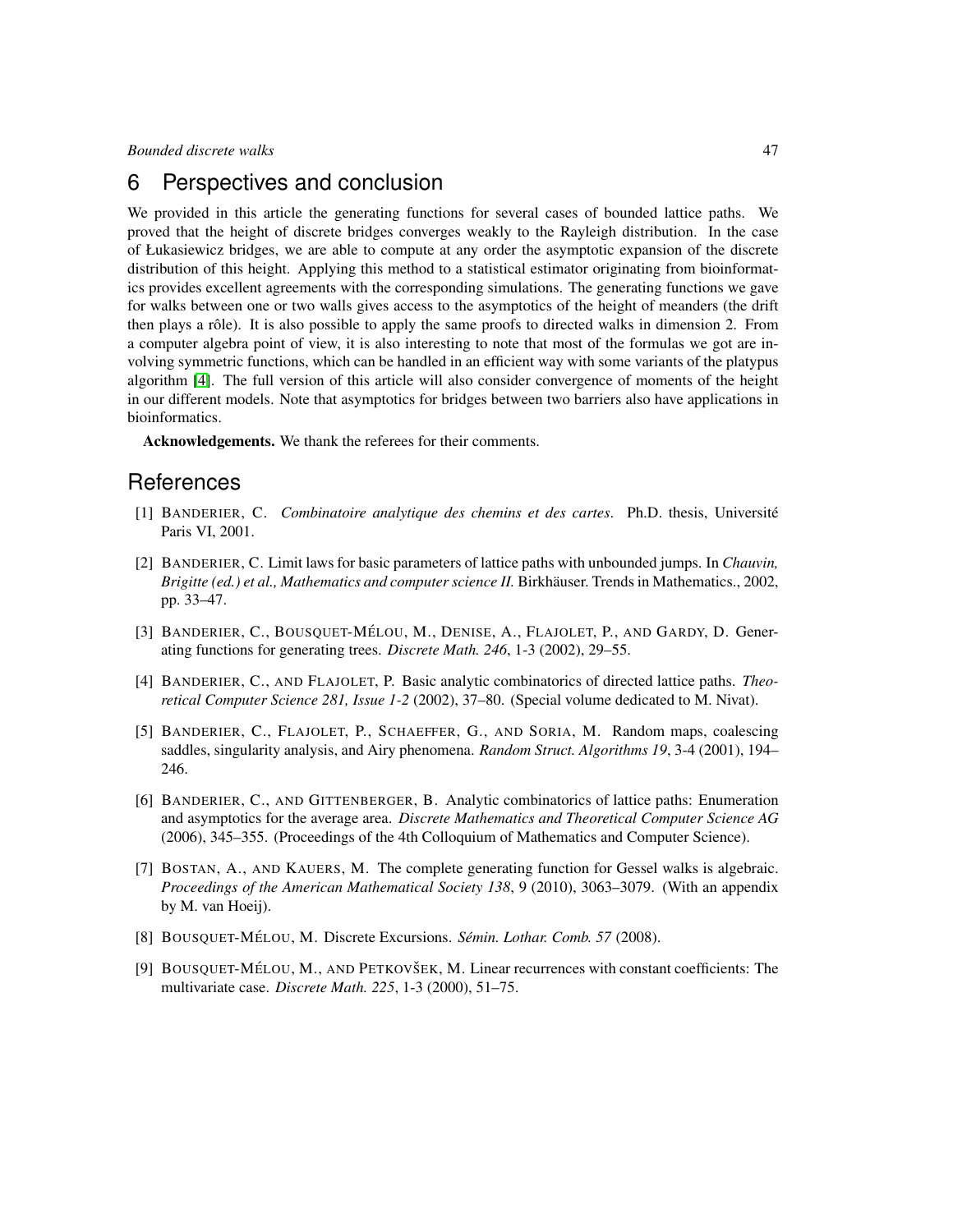## 6 Perspectives and conclusion

We provided in this article the generating functions for several cases of bounded lattice paths. We proved that the height of discrete bridges converges weakly to the Rayleigh distribution. In the case of Łukasiewicz bridges, we are able to compute at any order the asymptotic expansion of the discrete distribution of this height. Applying this method to a statistical estimator originating from bioinformatics provides excellent agreements with the corresponding simulations. The generating functions we gave for walks between one or two walls gives access to the asymptotics of the height of meanders (the drift then plays a rôle). It is also possible to apply the same proofs to directed walks in dimension 2. From a computer algebra point of view, it is also interesting to note that most of the formulas we got are involving symmetric functions, which can be handled in an efficient way with some variants of the platypus algorithm [4]. The full version of this article will also consider convergence of moments of the height in our different models. Note that asymptotics for bridges between two barriers also have applications in bioinformatics.

**Acknowledgements.** We thank the referees for their comments.

## References

[1] Banderier, C. *Combinatoire analytique des chemins et des cartes*. Ph.D. thesis, Université Paris VI, 2001.

[2] Banderier, C. Limit laws for basic parameters of lattice paths with unbounded jumps. In *Chauvin, Brigitte (ed.) et al., Mathematics and computer science II.* Birkhäuser. Trends in Mathematics., 2002, pp. 33–47.

[3] Banderier, C., Bousquet-Mélou, M., Denise, A., Flajolet, P., and Gardy, D. Generating functions for generating trees. *Discrete Math. 246*, 1-3 (2002), 29–55.

[4] Banderier, C., and Flajolet, P. Basic analytic combinatorics of directed lattice paths. *Theoretical Computer Science 281, Issue 1-2* (2002), 37–80. (Special volume dedicated to M. Nivat).

[5] Banderier, C., Flajolet, P., Schaeffer, G., and Soria, M. Random maps, coalescing saddles, singularity analysis, and Airy phenomena. *Random Struct. Algorithms 19*, 3-4 (2001), 194–246.

[6] Banderier, C., and Gittenberger, B. Analytic combinatorics of lattice paths: Enumeration and asymptotics for the average area. *Discrete Mathematics and Theoretical Computer Science AG* (2006), 345–355. (Proceedings of the 4th Colloquium of Mathematics and Computer Science).

[7] Bostan, A., and Kauers, M. The complete generating function for Gessel walks is algebraic. *Proceedings of the American Mathematical Society 138*, 9 (2010), 3063–3079. (With an appendix by M. van Hoeij).

[8] Bousquet-Mélou, M. Discrete Excursions. *Sémin. Lothar. Comb. 57* (2008).

[9] Bousquet-Mélou, M., and Petkovšek, M. Linear recurrences with constant coefficients: The multivariate case. *Discrete Math. 225*, 1-3 (2000), 51–75.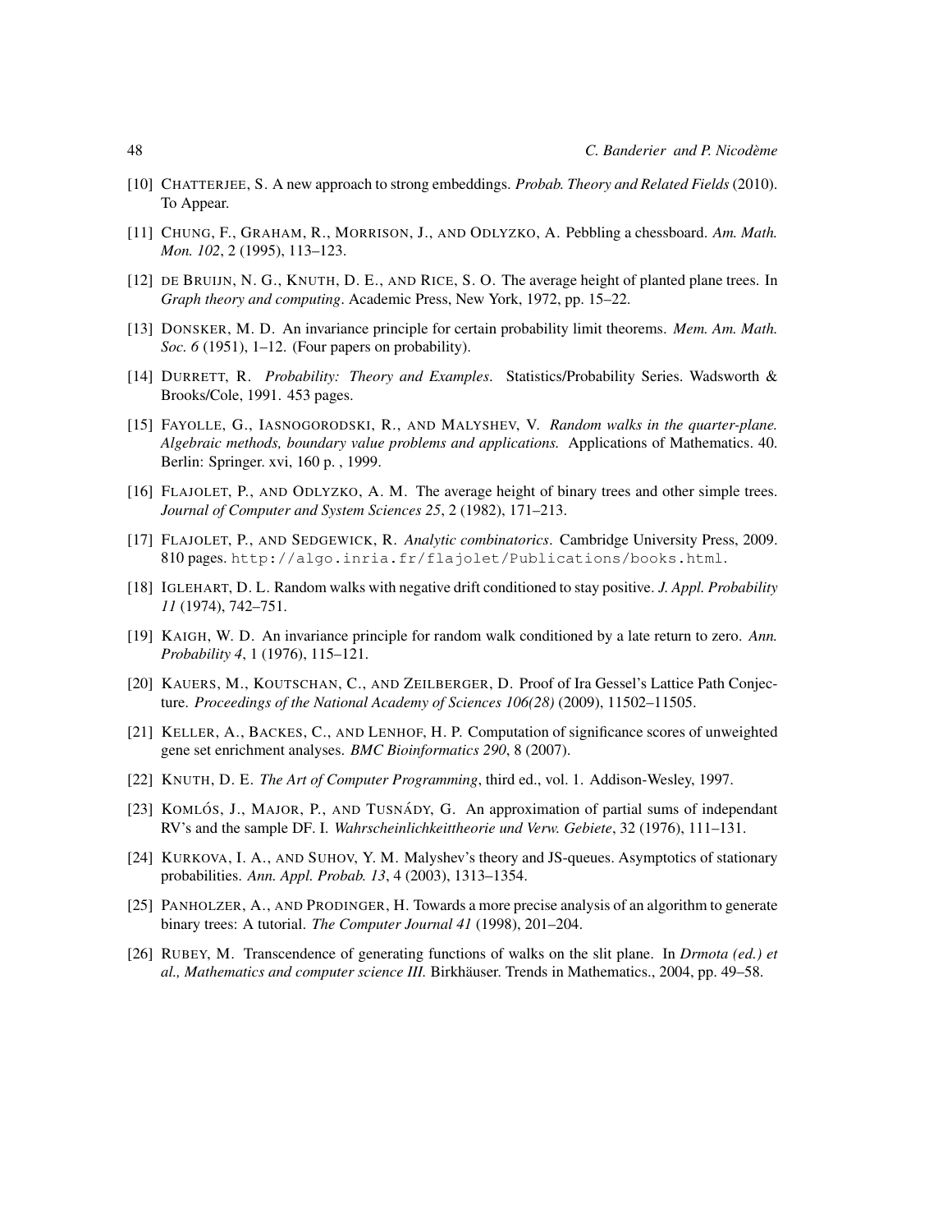[10] CHATTERJEE, S. A new approach to strong embeddings. *Probab. Theory and Related Fields* (2010). To Appear.

[11] CHUNG, F., GRAHAM, R., MORRISON, J., AND ODLYZKO, A. Pebbling a chessboard. *Am. Math. Mon. 102*, 2 (1995), 113–123.

[12] DE BRUIJN, N. G., KNUTH, D. E., AND RICE, S. O. The average height of planted plane trees. In *Graph theory and computing*. Academic Press, New York, 1972, pp. 15–22.

[13] DONSKER, M. D. An invariance principle for certain probability limit theorems. *Mem. Am. Math. Soc. 6* (1951), 1–12. (Four papers on probability).

[14] DURRETT, R. *Probability: Theory and Examples*. Statistics/Probability Series. Wadsworth & Brooks/Cole, 1991. 453 pages.

[15] FAYOLLE, G., IASNOGORODSKI, R., AND MALYSHEV, V. *Random walks in the quarter-plane. Algebraic methods, boundary value problems and applications.* Applications of Mathematics. 40. Berlin: Springer. xvi, 160 p. , 1999.

[16] FLAJOLET, P., AND ODLYZKO, A. M. The average height of binary trees and other simple trees. *Journal of Computer and System Sciences 25*, 2 (1982), 171–213.

[17] FLAJOLET, P., AND SEDGEWICK, R. *Analytic combinatorics*. Cambridge University Press, 2009. 810 pages. http://algo.inria.fr/flajolet/Publications/books.html.

[18] IGLEHART, D. L. Random walks with negative drift conditioned to stay positive. *J. Appl. Probability 11* (1974), 742–751.

[19] KAIGH, W. D. An invariance principle for random walk conditioned by a late return to zero. *Ann. Probability 4*, 1 (1976), 115–121.

[20] KAUERS, M., KOUTSCHAN, C., AND ZEILBERGER, D. Proof of Ira Gessel's Lattice Path Conjecture. *Proceedings of the National Academy of Sciences 106(28)* (2009), 11502–11505.

[21] KELLER, A., BACKES, C., AND LENHOF, H. P. Computation of significance scores of unweighted gene set enrichment analyses. *BMC Bioinformatics 290*, 8 (2007).

[22] KNUTH, D. E. *The Art of Computer Programming*, third ed., vol. 1. Addison-Wesley, 1997.

[23] KOMLÓS, J., MAJOR, P., AND TUSNÁDY, G. An approximation of partial sums of independant RV's and the sample DF. I. *Wahrscheinlichkeittheorie und Verw. Gebiete*, 32 (1976), 111–131.

[24] KURKOVA, I. A., AND SUHOV, Y. M. Malyshev's theory and JS-queues. Asymptotics of stationary probabilities. *Ann. Appl. Probab. 13*, 4 (2003), 1313–1354.

[25] PANHOLZER, A., AND PRODINGER, H. Towards a more precise analysis of an algorithm to generate binary trees: A tutorial. *The Computer Journal 41* (1998), 201–204.

[26] RUBEY, M. Transcendence of generating functions of walks on the slit plane. In *Drmota (ed.) et al., Mathematics and computer science III.* Birkhäuser. Trends in Mathematics., 2004, pp. 49–58.